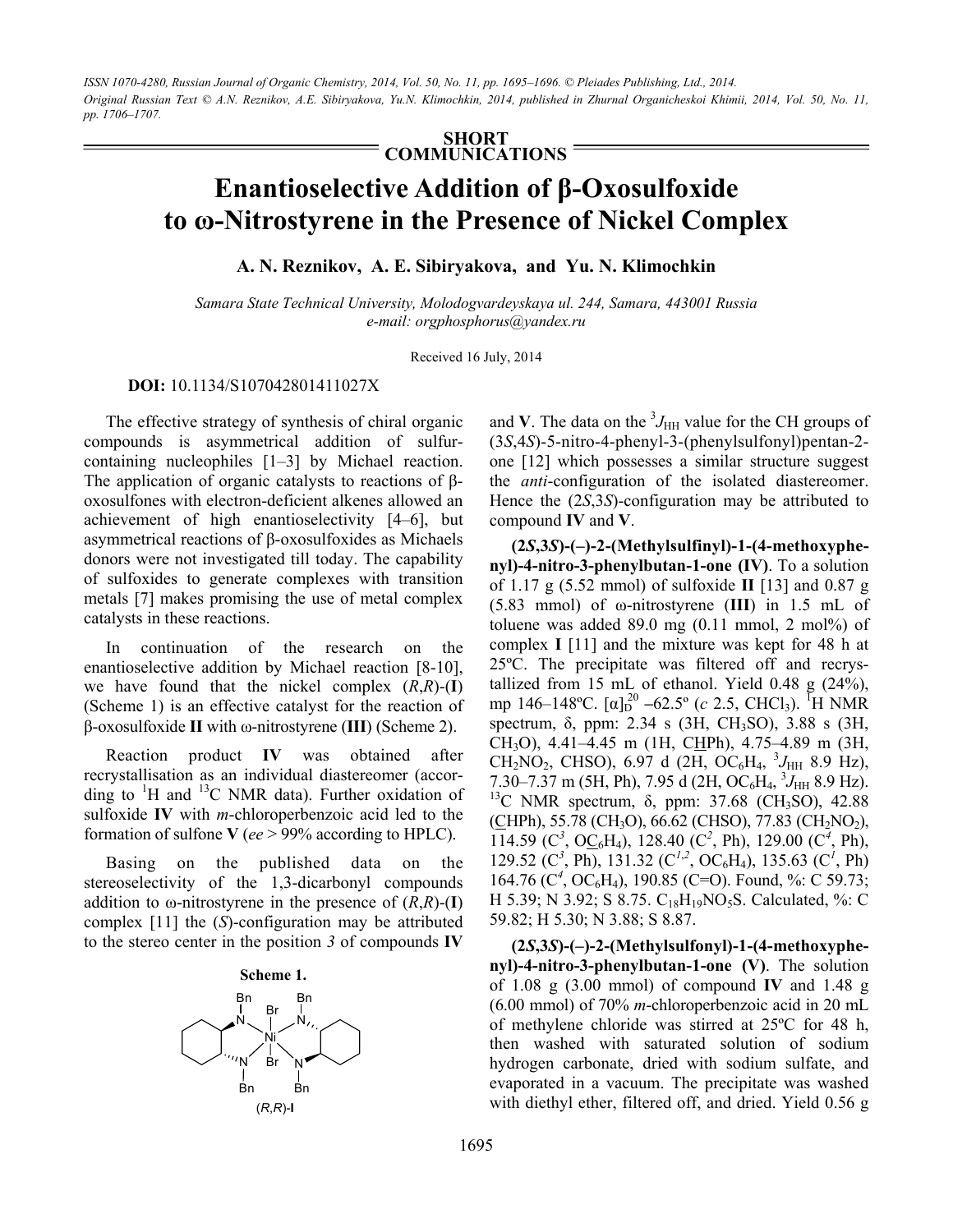SHORT COMMUNICATIONS

# Enantioselective Addition of β-Oxosulfoxide to ω-Nitrostyrene in the Presence of Nickel Complex

**A. N. Reznikov, A. E. Sibiryakova, and Yu. N. Klimochkin**

*Samara State Technical University, Molodogvardeyskaya ul. 244, Samara, 443001 Russia*
*e-mail: orgphosphorus@yandex.ru*

Received 16 July, 2014

**DOI:** 10.1134/S107042801411027X

The effective strategy of synthesis of chiral organic compounds is asymmetrical addition of sulfur-containing nucleophiles [1–3] by Michael reaction. The application of organic catalysts to reactions of β-oxosulfones with electron-deficient alkenes allowed an achievement of high enantioselectivity [4–6], but asymmetrical reactions of β-oxosulfoxides as Michaels donors were not investigated till today. The capability of sulfoxides to generate complexes with transition metals [7] makes promising the use of metal complex catalysts in these reactions.

In continuation of the research on the enantioselective addition by Michael reaction [8-10], we have found that the nickel complex (*R*,*R*)-(**I**) (Scheme 1) is an effective catalyst for the reaction of β-oxosulfoxide **II** with ω-nitrostyrene (**III**) (Scheme 2).

Reaction product **IV** was obtained after recrystallisation as an individual diastereomer (according to $^1$H and $^{13}$C NMR data). Further oxidation of sulfoxide **IV** with *m*-chloroperbenzoic acid led to the formation of sulfone **V** (*ee* > 99% according to HPLC).

Basing on the published data on the stereoselectivity of the 1,3-dicarbonyl compounds addition to ω-nitrostyrene in the presence of (*R*,*R*)-(**I**) complex [11] the (*S*)-configuration may be attributed to the stereo center in the position *3* of compounds **IV** and **V**. The data on the $^3J_{HH}$ value for the CH groups of (3*S*,4*S*)-5-nitro-4-phenyl-3-(phenylsulfonyl)pentan-2-one [12] which possesses a similar structure suggest the *anti*-configuration of the isolated diastereomer. Hence the (2*S*,3*S*)-configuration may be attributed to compound **IV** and **V**.

**Scheme 1.**

(*R*,*R*)-**I**

**(2*S*,3*S*)-(–)-2-(Methylsulfinyl)-1-(4-methoxyphenyl)-4-nitro-3-phenylbutan-1-one (IV)**. To a solution of 1.17 g (5.52 mmol) of sulfoxide **II** [13] and 0.87 g (5.83 mmol) of ω-nitrostyrene (**III**) in 1.5 mL of toluene was added 89.0 mg (0.11 mmol, 2 mol%) of complex **I** [11] and the mixture was kept for 48 h at 25ºC. The precipitate was filtered off and recrystallized from 15 mL of ethanol. Yield 0.48 g (24%), mp 146–148ºC. $[\alpha]_D^{20}$ –62.5º (*c* 2.5, $CHCl_3$). $^1$H NMR spectrum, δ, ppm: 2.34 s (3H, $CH_3SO$), 3.88 s (3H, $CH_3O$), 4.41–4.45 m (1H, C<u>H</u>Ph), 4.75–4.89 m (3H, $CH_2NO_2$, CHSO), 6.97 d (2H, $OC_6H_4$, $^3J_{HH}$ 8.9 Hz), 7.30–7.37 m (5H, Ph), 7.95 d (2H, $OC_6H_4$, $^3J_{HH}$ 8.9 Hz). $^{13}$C NMR spectrum, δ, ppm: 37.68 ($CH_3SO$), 42.88 (<u>C</u>HPh), 55.78 ($CH_3O$), 66.62 (CHSO), 77.83 ($CH_2NO_2$), 114.59 ($C^3$, O<u>C</u>$_6$H$_4$), 128.40 ($C^2$, Ph), 129.00 ($C^4$, Ph), 129.52 ($C^3$, Ph), 131.32 ($C^{1,2}$, $OC_6H_4$), 135.63 ($C^1$, Ph) 164.76 ($C^4$, $OC_6H_4$), 190.85 (C=O). Found, %: C 59.73; H 5.39; N 3.92; S 8.75. $C_{18}H_{19}NO_5S$. Calculated, %: C 59.82; H 5.30; N 3.88; S 8.87.

**(2*S*,3*S*)-(–)-2-(Methylsulfonyl)-1-(4-methoxyphenyl)-4-nitro-3-phenylbutan-1-one (V)**. The solution of 1.08 g (3.00 mmol) of compound **IV** and 1.48 g (6.00 mmol) of 70% *m*-chloroperbenzoic acid in 20 mL of methylene chloride was stirred at 25ºC for 48 h, then washed with saturated solution of sodium hydrogen carbonate, dried with sodium sulfate, and evaporated in a vacuum. The precipitate was washed with diethyl ether, filtered off, and dried. Yield 0.56 g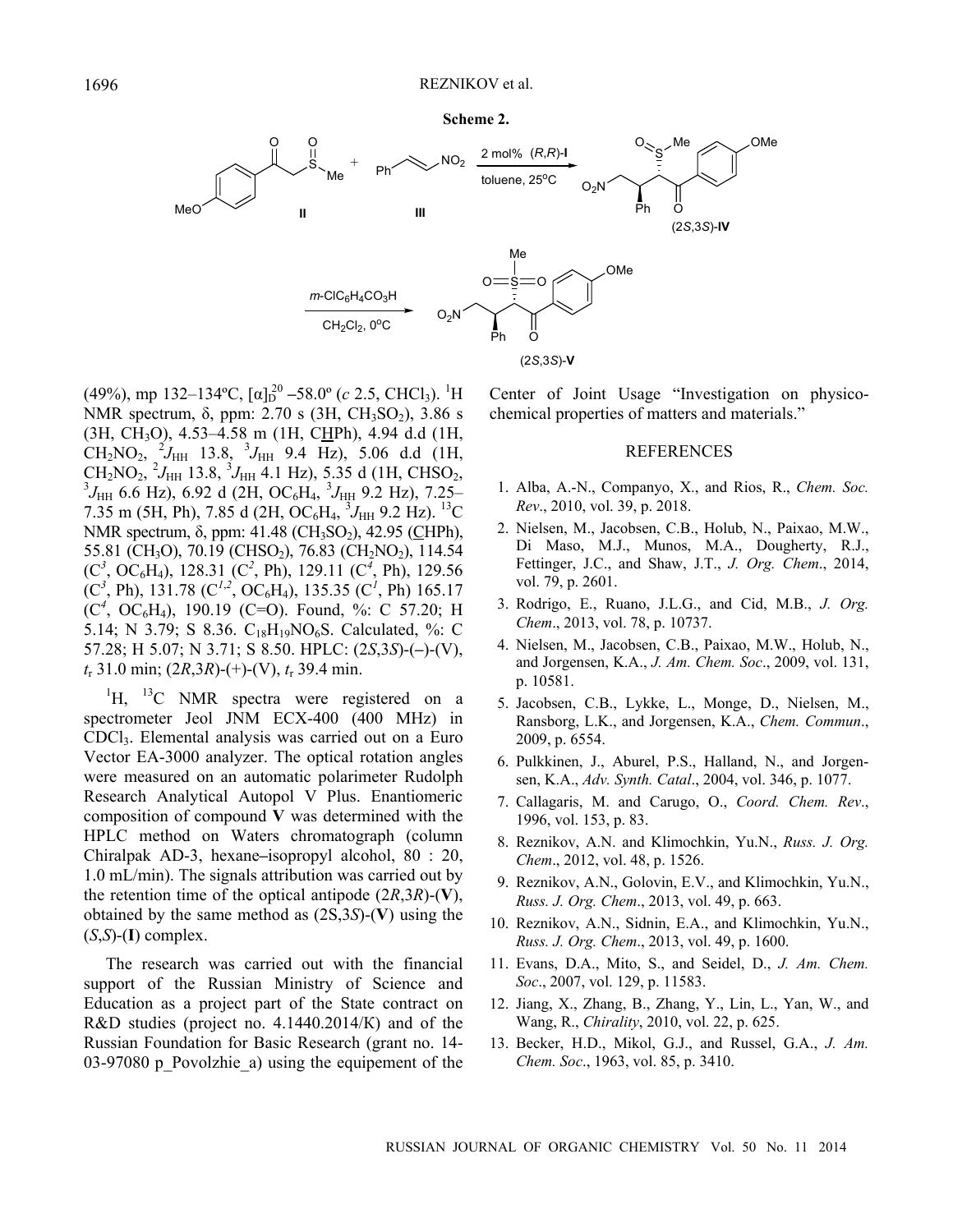**Scheme 2.**

(2*S*,3*S*)-**IV**

(2*S*,3*S*)-**V**

(49%), mp 132–134ºC, $[\alpha]_D^{20}$ –58.0º (*c* 2.5, $CHCl_3$). $^1H$ NMR spectrum, δ, ppm: 2.70 s (3H, $CH_3SO_2$), 3.86 s (3H, $CH_3O$), 4.53–4.58 m (1H, C<u>H</u>Ph), 4.94 d.d (1H, $CH_2NO_2$, $^2J_{HH}$ 13.8, $^3J_{HH}$ 9.4 Hz), 5.06 d.d (1H, $CH_2NO_2$, $^2J_{HH}$ 13.8, $^3J_{HH}$ 4.1 Hz), 5.35 d (1H, $CHSO_2$, $^3J_{HH}$ 6.6 Hz), 6.92 d (2H, $OC_6H_4$, $^3J_{HH}$ 9.2 Hz), 7.25–7.35 m (5H, Ph), 7.85 d (2H, $OC_6H_4$, $^3J_{HH}$ 9.2 Hz). $^{13}C$ NMR spectrum, δ, ppm: 41.48 ($CH_3SO_2$), 42.95 (<u>C</u>HPh), 55.81 ($CH_3O$), 70.19 ($CHSO_2$), 76.83 ($CH_2NO_2$), 114.54 ($C^3$, $OC_6H_4$), 128.31 ($C^2$, Ph), 129.11 ($C^4$, Ph), 129.56 ($C^3$, Ph), 131.78 ($C^{1,2}$, $OC_6H_4$), 135.35 ($C^1$, Ph) 165.17 ($C^4$, $OC_6H_4$), 190.19 (C=O). Found, %: C 57.20; H 5.14; N 3.79; S 8.36. $C_{18}H_{19}NO_6S$. Calculated, %: C 57.28; H 5.07; N 3.71; S 8.50. HPLC: (2*S*,3*S*)-(–)-(V), $t_r$ 31.0 min; (2*R*,3*R*)-(+)-(V), $t_r$ 39.4 min.

$^1H$, $^{13}C$ NMR spectra were registered on a spectrometer Jeol JNM ECX-400 (400 MHz) in $CDCl_3$. Elemental analysis was carried out on a Euro Vector EA-3000 analyzer. The optical rotation angles were measured on an automatic polarimeter Rudolph Research Analytical Autopol V Plus. Enantiomeric composition of compound **V** was determined with the HPLC method on Waters chromatograph (column Chiralpak AD-3, hexane–isopropyl alcohol, 80 : 20, 1.0 mL/min). The signals attribution was carried out by the retention time of the optical antipode (2*R*,3*R*)-(**V**), obtained by the same method as (2S,3*S*)-(**V**) using the (*S*,*S*)-(**I**) complex.

The research was carried out with the financial support of the Russian Ministry of Science and Education as a project part of the State contract on R&D studies (project no. 4.1440.2014/K) and of the Russian Foundation for Basic Research (grant no. 14-03-97080 p_Povolzhie_a) using the equipement of the Center of Joint Usage "Investigation on physico-chemical properties of matters and materials."

## REFERENCES

1. Alba, A.-N., Companyo, X., and Rios, R., *Chem. Soc. Rev*., 2010, vol. 39, p. 2018.
2. Nielsen, M., Jacobsen, C.B., Holub, N., Paixao, M.W., Di Maso, M.J., Munos, M.A., Dougherty, R.J., Fettinger, J.C., and Shaw, J.T., *J. Org. Chem*., 2014, vol. 79, p. 2601.
3. Rodrigo, E., Ruano, J.L.G., and Cid, M.B., *J. Org. Chem*., 2013, vol. 78, p. 10737.
4. Nielsen, M., Jacobsen, C.B., Paixao, M.W., Holub, N., and Jorgensen, K.A., *J. Am. Chem. Soc*., 2009, vol. 131, p. 10581.
5. Jacobsen, C.B., Lykke, L., Monge, D., Nielsen, M., Ransborg, L.K., and Jorgensen, K.A., *Chem. Commun*., 2009, p. 6554.
6. Pulkkinen, J., Aburel, P.S., Halland, N., and Jorgensen, K.A., *Adv. Synth. Catal*., 2004, vol. 346, p. 1077.
7. Callagaris, M. and Carugo, O., *Coord. Chem. Rev*., 1996, vol. 153, p. 83.
8. Reznikov, A.N. and Klimochkin, Yu.N., *Russ. J. Org. Chem*., 2012, vol. 48, p. 1526.
9. Reznikov, A.N., Golovin, E.V., and Klimochkin, Yu.N., *Russ. J. Org. Chem*., 2013, vol. 49, p. 663.
10. Reznikov, A.N., Sidnin, E.A., and Klimochkin, Yu.N., *Russ. J. Org. Chem*., 2013, vol. 49, p. 1600.
11. Evans, D.A., Mito, S., and Seidel, D., *J. Am. Chem. Soc*., 2007, vol. 129, p. 11583.
12. Jiang, X., Zhang, B., Zhang, Y., Lin, L., Yan, W., and Wang, R., *Chirality*, 2010, vol. 22, p. 625.
13. Becker, H.D., Mikol, G.J., and Russel, G.A., *J. Am. Chem. Soc*., 1963, vol. 85, p. 3410.